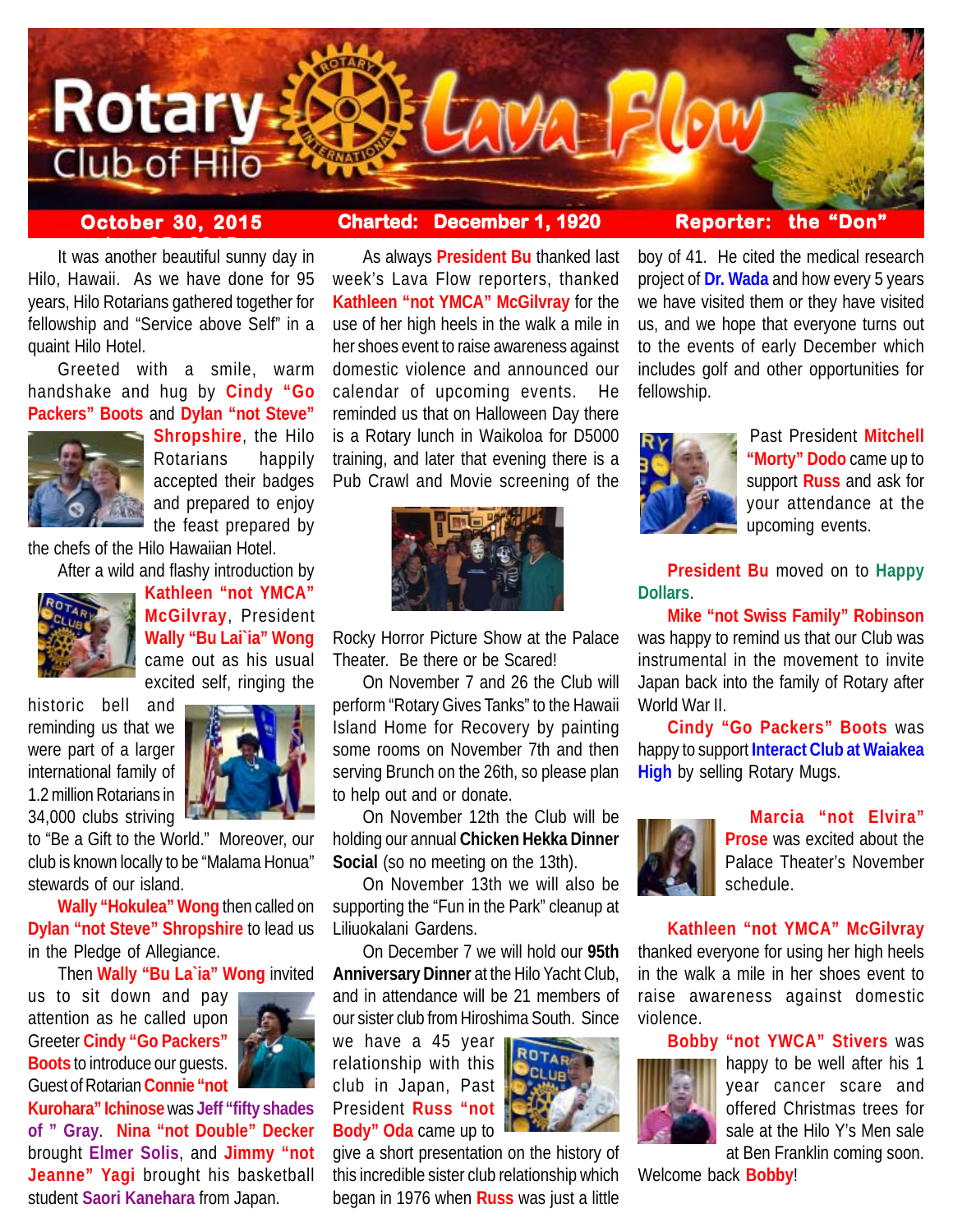# Rotary Club of Hilo Lava Flow

**October 30, 2015** | **Charted: December 1, 1920** | **Reporter: the "Don"**

It was another beautiful sunny day in Hilo, Hawaii. As we have done for 95 years, Hilo Rotarians gathered together for fellowship and "Service above Self" in a quaint Hilo Hotel.

Greeted with a smile, warm handshake and hug by **Cindy "Go Packers" Boots** and **Dylan "not Steve" Shropshire**, the Hilo Rotarians happily accepted their badges and prepared to enjoy the feast prepared by the chefs of the Hilo Hawaiian Hotel.

After a wild and flashy introduction by **Kathleen "not YMCA" McGilvray**, President **Wally "Bu Lai`ia" Wong** came out as his usual excited self, ringing the historic bell and reminding us that we were part of a larger international family of 1.2 million Rotarians in 34,000 clubs striving to "Be a Gift to the World." Moreover, our club is known locally to be "Malama Honua" stewards of our island.

**Wally "Hokulea" Wong** then called on **Dylan "not Steve" Shropshire** to lead us in the Pledge of Allegiance.

Then **Wally "Bu La`ia" Wong** invited us to sit down and pay attention as he called upon Greeter **Cindy "Go Packers" Boots** to introduce our guests. Guest of Rotarian **Connie "not Kurohara" Ichinose** was **Jeff "fifty shades of " Gray**. **Nina "not Double" Decker** brought **Elmer Solis**, and **Jimmy "not Jeanne" Yagi** brought his basketball student **Saori Kanehara** from Japan.

As always **President Bu** thanked last week's Lava Flow reporters, thanked **Kathleen "not YMCA" McGilvray** for the use of her high heels in the walk a mile in her shoes event to raise awareness against domestic violence and announced our calendar of upcoming events. He reminded us that on Halloween Day there is a Rotary lunch in Waikoloa for D5000 training, and later that evening there is a Pub Crawl and Movie screening of the Rocky Horror Picture Show at the Palace Theater. Be there or be Scared!

On November 7 and 26 the Club will perform "Rotary Gives Tanks" to the Hawaii Island Home for Recovery by painting some rooms on November 7th and then serving Brunch on the 26th, so please plan to help out and or donate.

On November 12th the Club will be holding our annual **Chicken Hekka Dinner Social** (so no meeting on the 13th).

On November 13th we will also be supporting the "Fun in the Park" cleanup at Liliuokalani Gardens.

On December 7 we will hold our **95th Anniversary Dinner** at the Hilo Yacht Club, and in attendance will be 21 members of our sister club from Hiroshima South. Since we have a 45 year relationship with this club in Japan, Past President **Russ "not Body" Oda** came up to give a short presentation on the history of this incredible sister club relationship which began in 1976 when **Russ** was just a little boy of 41. He cited the medical research project of **Dr. Wada** and how every 5 years we have visited them or they have visited us, and we hope that everyone turns out to the events of early December which includes golf and other opportunities for fellowship.

Past President **Mitchell "Morty" Dodo** came up to support **Russ** and ask for your attendance at the upcoming events.

**President Bu** moved on to **Happy Dollars**.

**Mike "not Swiss Family" Robinson** was happy to remind us that our Club was instrumental in the movement to invite Japan back into the family of Rotary after World War II.

**Cindy "Go Packers" Boots** was happy to support **Interact Club at Waiakea High** by selling Rotary Mugs.

**Marcia "not Elvira" Prose** was excited about the Palace Theater's November schedule.

**Kathleen "not YMCA" McGilvray** thanked everyone for using her high heels in the walk a mile in her shoes event to raise awareness against domestic violence.

**Bobby "not YWCA" Stivers** was happy to be well after his 1 year cancer scare and offered Christmas trees for sale at the Hilo Y's Men sale at Ben Franklin coming soon. Welcome back **Bobby**!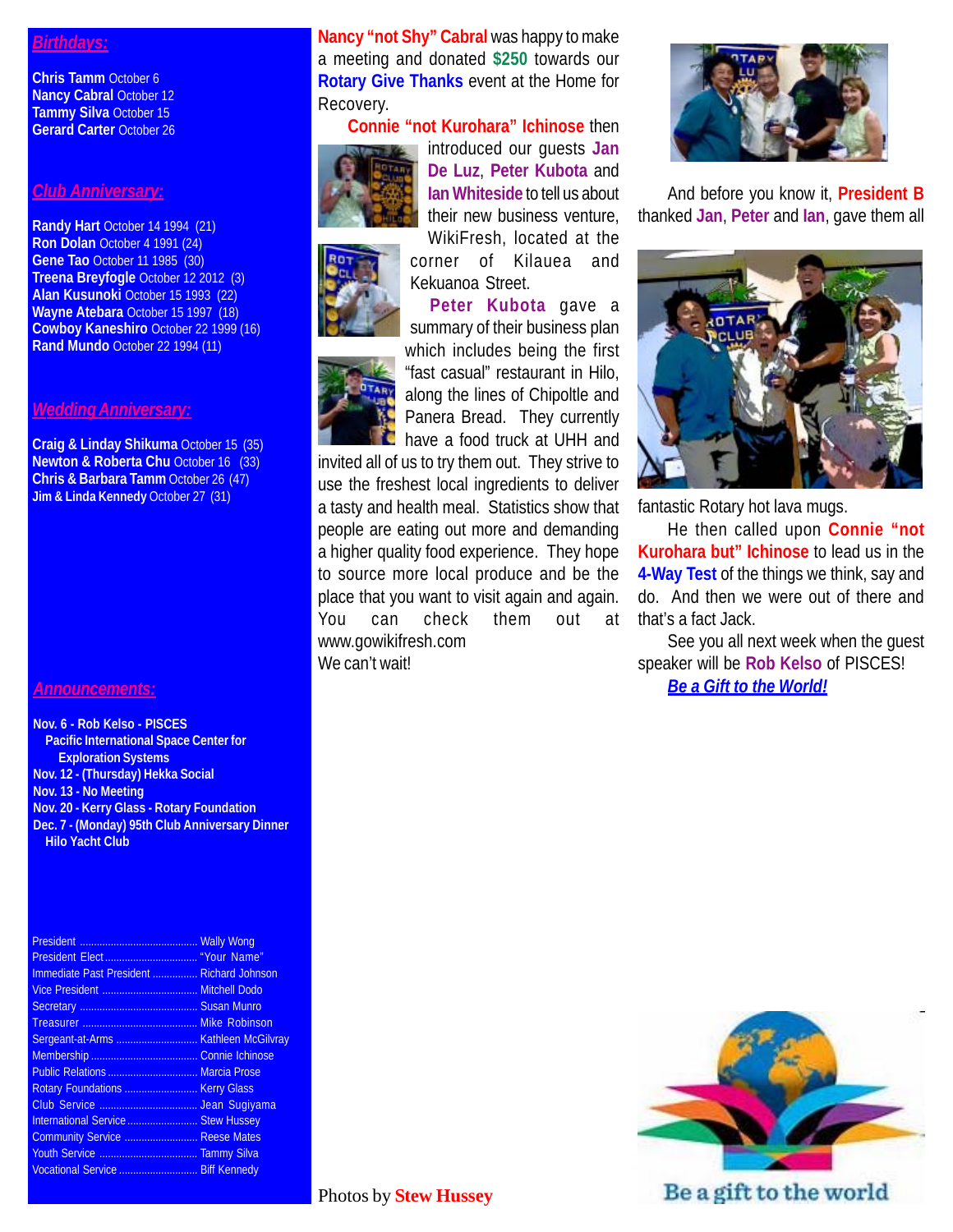## *Birthdays:*

**Chris Tamm** October 6
**Nancy Cabral** October 12
**Tammy Silva** October 15
**Gerard Carter** October 26

## *Club Anniversary:*

**Randy Hart** October 14 1994 (21)
**Ron Dolan** October 4 1991 (24)
**Gene Tao** October 11 1985 (30)
**Treena Breyfogle** October 12 2012 (3)
**Alan Kusunoki** October 15 1993 (22)
**Wayne Atebara** October 15 1997 (18)
**Cowboy Kaneshiro** October 22 1999 (16)
**Rand Mundo** October 22 1994 (11)

## *Wedding Anniversary:*

**Craig & Linday Shikuma** October 15 (35)
**Newton & Roberta Chu** October 16 (33)
**Chris & Barbara Tamm** October 26 (47)
**Jim & Linda Kennedy** October 27 (31)

## *Announcements:*

**Nov. 6 - Rob Kelso - PISCES**
**Pacific International Space Center for Exploration Systems**
**Nov. 12 - (Thursday) Hekka Social**
**Nov. 13 - No Meeting**
**Nov. 20 - Kerry Glass - Rotary Foundation**
**Dec. 7 - (Monday) 95th Club Anniversary Dinner**
**Hilo Yacht Club**

| | |
|---|---|
| President | Wally Wong |
| President Elect | "Your Name" |
| Immediate Past President | Richard Johnson |
| Vice President | Mitchell Dodo |
| Secretary | Susan Munro |
| Treasurer | Mike Robinson |
| Sergeant-at-Arms | Kathleen McGilvray |
| Membership | Connie Ichinose |
| Public Relations | Marcia Prose |
| Rotary Foundations | Kerry Glass |
| Club Service | Jean Sugiyama |
| International Service | Stew Hussey |
| Community Service | Reese Mates |
| Youth Service | Tammy Silva |
| Vocational Service | Biff Kennedy |

**Nancy "not Shy" Cabral** was happy to make a meeting and donated **$250** towards our **Rotary Give Thanks** event at the Home for Recovery.

**Connie "not Kurohara" Ichinose** then introduced our guests **Jan De Luz**, **Peter Kubota** and **Ian Whiteside** to tell us about their new business venture, WikiFresh, located at the corner of Kilauea and Kekuanoa Street.

**Peter Kubota** gave a summary of their business plan which includes being the first "fast casual" restaurant in Hilo, along the lines of Chipoltle and Panera Bread. They currently have a food truck at UHH and invited all of us to try them out. They strive to use the freshest local ingredients to deliver a tasty and health meal. Statistics show that people are eating out more and demanding a higher quality food experience. They hope to source more local produce and be the place that you want to visit again and again. You can check them out at www.gowikifresh.com
We can't wait!

And before you know it, **President B** thanked **Jan**, **Peter** and **Ian**, gave them all fantastic Rotary hot lava mugs.

He then called upon **Connie "not Kurohara but" Ichinose** to lead us in the **4-Way Test** of the things we think, say and do. And then we were out of there and that's a fact Jack.

See you all next week when the guest speaker will be **Rob Kelso** of PISCES!

***Be a Gift to the World!***

Be a gift to the world

Photos by **Stew Hussey**